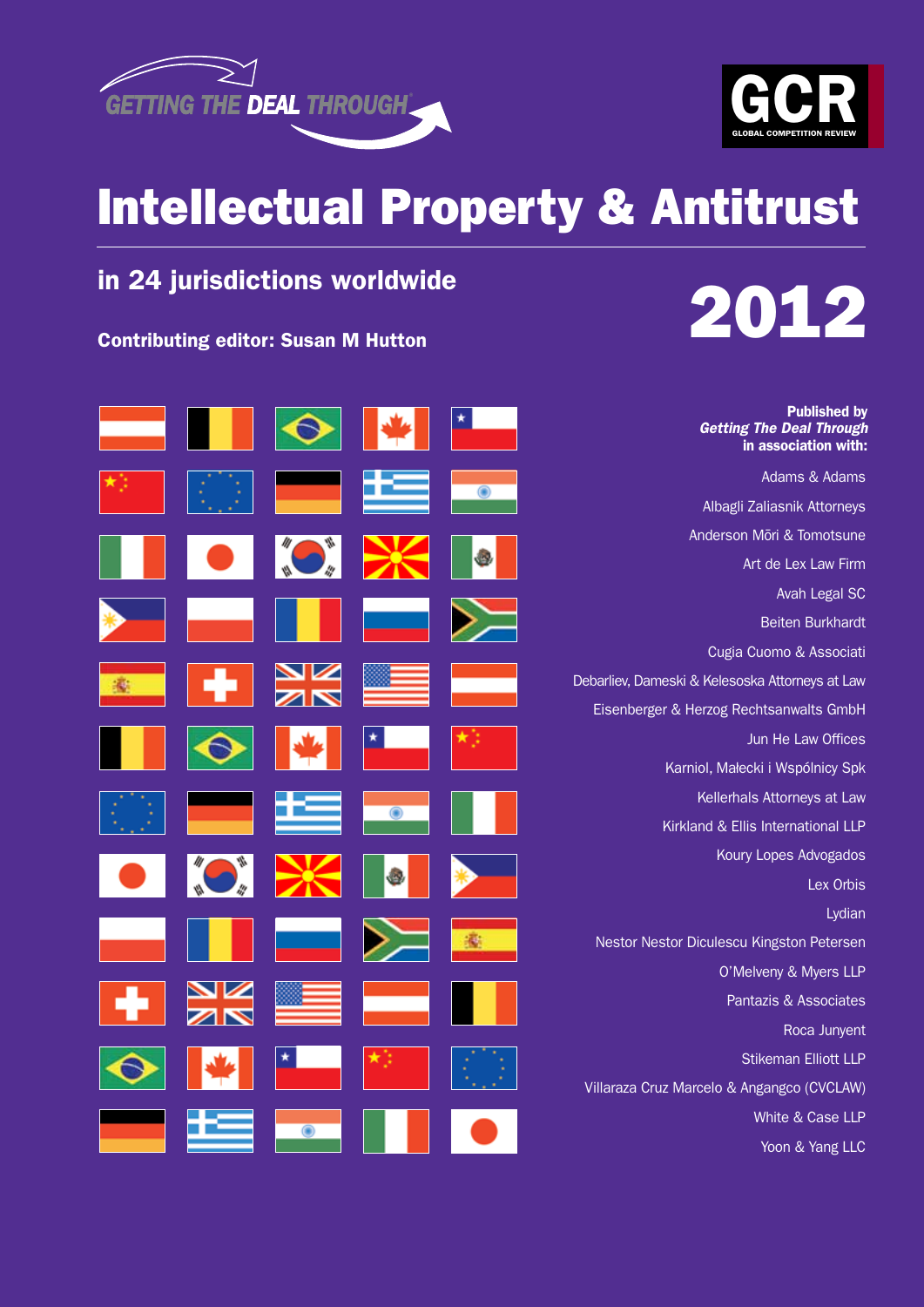GETTING THE DEAL THROUGH

GCR
GLOBAL COMPETITION REVIEW

# Intellectual Property & Antitrust

## in 24 jurisdictions worldwide

# 2012

**Contributing editor: Susan M Hutton**

**Published by *Getting The Deal Through* in association with:**

Adams & Adams

Albagli Zaliasnik Attorneys

Anderson Mōri & Tomotsune

Art de Lex Law Firm

Avah Legal SC

Beiten Burkhardt

Cugia Cuomo & Associati

Debarliev, Dameski & Kelesoska Attorneys at Law

Eisenberger & Herzog Rechtsanwalts GmbH

Jun He Law Offices

Karniol, Małecki i Wspólnicy Spk

Kellerhals Attorneys at Law

Kirkland & Ellis International LLP

Koury Lopes Advogados

Lex Orbis

Lydian

Nestor Nestor Diculescu Kingston Petersen

O'Melveny & Myers LLP

Pantazis & Associates

Roca Junyent

Stikeman Elliott LLP

Villaraza Cruz Marcelo & Angangco (CVCLAW)

White & Case LLP

Yoon & Yang LLC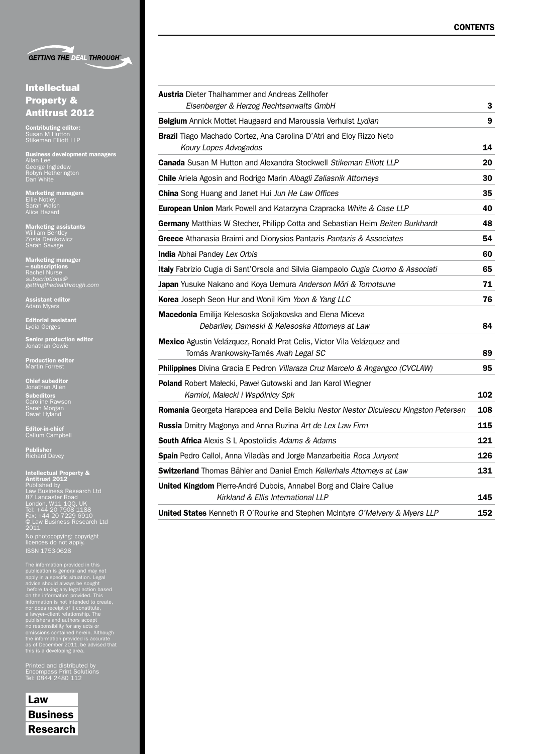GETTING THE DEAL THROUGH®

# Intellectual Property & Antitrust 2012

**Contributing editor:**
Susan M Hutton
Stikeman Elliott LLP

**Business development managers**
Allan Lee
George Ingledew
Robyn Hetherington
Dan White

**Marketing managers**
Ellie Notley
Sarah Walsh
Alice Hazard

**Marketing assistants**
William Bentley
Zosia Demkowicz
Sarah Savage

**Marketing manager – subscriptions**
Rachel Nurse
*subscriptions@gettingthedealthrough.com*

**Assistant editor**
Adam Myers

**Editorial assistant**
Lydia Gerges

**Senior production editor**
Jonathan Cowie

**Production editor**
Martin Forrest

**Chief subeditor**
Jonathan Allen

**Subeditors**
Caroline Rawson
Sarah Morgan
Davet Hyland

**Editor-in-chief**
Callum Campbell

**Publisher**
Richard Davey

**Intellectual Property & Antitrust 2012**
Published by
Law Business Research Ltd
87 Lancaster Road
London, W11 1QQ, UK
Tel: +44 20 7908 1188
Fax: +44 20 7229 6910
© Law Business Research Ltd 2011

No photocopying: copyright licences do not apply.
ISSN 1753-0628

The information provided in this publication is general and may not apply in a specific situation. Legal advice should always be sought before taking any legal action based on the information provided. This information is not intended to create, nor does receipt of it constitute, a lawyer–client relationship. The publishers and authors accept no responsibility for any acts or omissions contained herein. Although the information provided is accurate as of December 2011, be advised that this is a developing area.

Printed and distributed by
Encompass Print Solutions
Tel: 0844 2480 112

Law Business Research

## CONTENTS

| | |
|---|---|
| **Austria** Dieter Thalhammer and Andreas Zellhofer *Eisenberger & Herzog Rechtsanwalts GmbH* | **3** |
| **Belgium** Annick Mottet Haugaard and Maroussia Verhulst *Lydian* | **9** |
| **Brazil** Tiago Machado Cortez, Ana Carolina D'Atri and Eloy Rizzo Neto *Koury Lopes Advogados* | **14** |
| **Canada** Susan M Hutton and Alexandra Stockwell *Stikeman Elliott LLP* | **20** |
| **Chile** Ariela Agosin and Rodrigo Marin *Albagli Zaliasnik Attorneys* | **30** |
| **China** Song Huang and Janet Hui *Jun He Law Offices* | **35** |
| **European Union** Mark Powell and Katarzyna Czapracka *White & Case LLP* | **40** |
| **Germany** Matthias W Stecher, Philipp Cotta and Sebastian Heim *Beiten Burkhardt* | **48** |
| **Greece** Athanasia Braimi and Dionysios Pantazis *Pantazis & Associates* | **54** |
| **India** Abhai Pandey *Lex Orbis* | **60** |
| **Italy** Fabrizio Cugia di Sant'Orsola and Silvia Giampaolo *Cugia Cuomo & Associati* | **65** |
| **Japan** Yusuke Nakano and Koya Uemura *Anderson Mōri & Tomotsune* | **71** |
| **Korea** Joseph Seon Hur and Wonil Kim *Yoon & Yang LLC* | **76** |
| **Macedonia** Emilija Kelesoska Soljakovska and Elena Miceva *Debarliev, Dameski & Kelesoska Attorneys at Law* | **84** |
| **Mexico** Agustin Velázquez, Ronald Prat Celis, Victor Vila Velázquez and Tomás Arankowsky-Tamés *Avah Legal SC* | **89** |
| **Philippines** Divina Gracia E Pedron *Villaraza Cruz Marcelo & Angangco (CVCLAW)* | **95** |
| **Poland** Robert Małecki, Paweł Gutowski and Jan Karol Wiegner *Karniol, Małecki i Wspólnicy Spk* | **102** |
| **Romania** Georgeta Harapcea and Delia Belciu *Nestor Nestor Diculescu Kingston Petersen* | **108** |
| **Russia** Dmitry Magonya and Anna Ruzina *Art de Lex Law Firm* | **115** |
| **South Africa** Alexis S L Apostolidis *Adams & Adams* | **121** |
| **Spain** Pedro Callol, Anna Viladàs and Jorge Manzarbeitia *Roca Junyent* | **126** |
| **Switzerland** Thomas Bähler and Daniel Emch *Kellerhals Attorneys at Law* | **131** |
| **United Kingdom** Pierre-André Dubois, Annabel Borg and Claire Callue *Kirkland & Ellis International LLP* | **145** |
| **United States** Kenneth R O'Rourke and Stephen McIntyre *O'Melveny & Myers LLP* | **152** |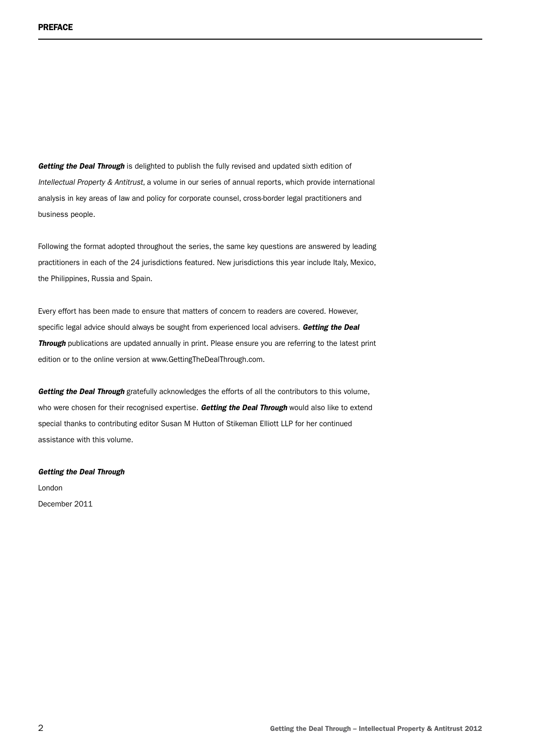# PREFACE

***Getting the Deal Through*** is delighted to publish the fully revised and updated sixth edition of *Intellectual Property & Antitrust*, a volume in our series of annual reports, which provide international analysis in key areas of law and policy for corporate counsel, cross-border legal practitioners and business people.

Following the format adopted throughout the series, the same key questions are answered by leading practitioners in each of the 24 jurisdictions featured. New jurisdictions this year include Italy, Mexico, the Philippines, Russia and Spain.

Every effort has been made to ensure that matters of concern to readers are covered. However, specific legal advice should always be sought from experienced local advisers. ***Getting the Deal Through*** publications are updated annually in print. Please ensure you are referring to the latest print edition or to the online version at www.GettingTheDealThrough.com.

***Getting the Deal Through*** gratefully acknowledges the efforts of all the contributors to this volume, who were chosen for their recognised expertise. ***Getting the Deal Through*** would also like to extend special thanks to contributing editor Susan M Hutton of Stikeman Elliott LLP for her continued assistance with this volume.

***Getting the Deal Through***
London
December 2011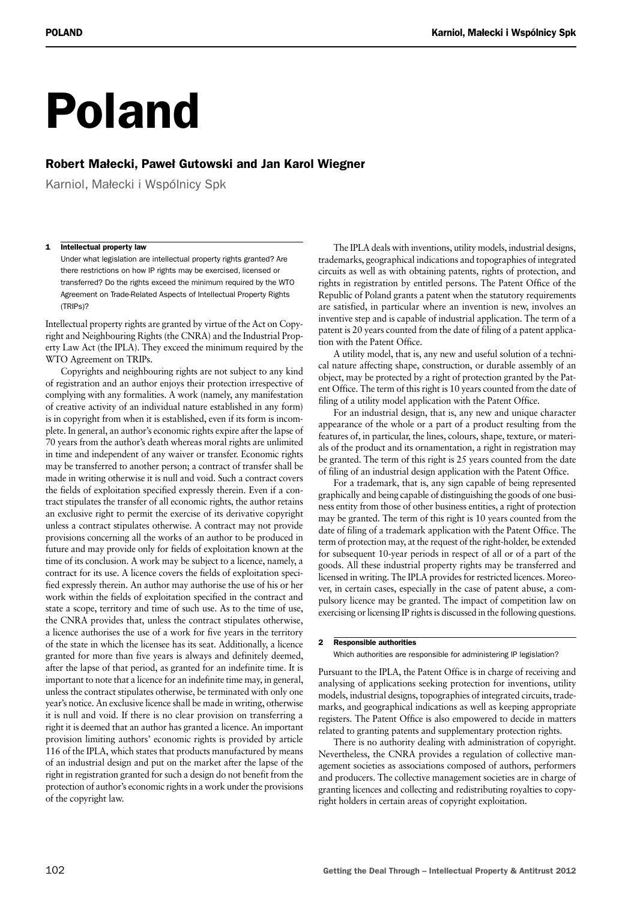# Poland

## Robert Małecki, Paweł Gutowski and Jan Karol Wiegner

Karniol, Małecki i Wspólnicy Spk

### 1 Intellectual property law

**Under what legislation are intellectual property rights granted? Are there restrictions on how IP rights may be exercised, licensed or transferred? Do the rights exceed the minimum required by the WTO Agreement on Trade-Related Aspects of Intellectual Property Rights (TRIPs)?**

Intellectual property rights are granted by virtue of the Act on Copyright and Neighbouring Rights (the CNRA) and the Industrial Property Law Act (the IPLA). They exceed the minimum required by the WTO Agreement on TRIPs.

Copyrights and neighbouring rights are not subject to any kind of registration and an author enjoys their protection irrespective of complying with any formalities. A work (namely, any manifestation of creative activity of an individual nature established in any form) is in copyright from when it is established, even if its form is incomplete. In general, an author's economic rights expire after the lapse of 70 years from the author's death whereas moral rights are unlimited in time and independent of any waiver or transfer. Economic rights may be transferred to another person; a contract of transfer shall be made in writing otherwise it is null and void. Such a contract covers the fields of exploitation specified expressly therein. Even if a contract stipulates the transfer of all economic rights, the author retains an exclusive right to permit the exercise of its derivative copyright unless a contract stipulates otherwise. A contract may not provide provisions concerning all the works of an author to be produced in future and may provide only for fields of exploitation known at the time of its conclusion. A work may be subject to a licence, namely, a contract for its use. A licence covers the fields of exploitation specified expressly therein. An author may authorise the use of his or her work within the fields of exploitation specified in the contract and state a scope, territory and time of such use. As to the time of use, the CNRA provides that, unless the contract stipulates otherwise, a licence authorises the use of a work for five years in the territory of the state in which the licensee has its seat. Additionally, a licence granted for more than five years is always and definitely deemed, after the lapse of that period, as granted for an indefinite time. It is important to note that a licence for an indefinite time may, in general, unless the contract stipulates otherwise, be terminated with only one year's notice. An exclusive licence shall be made in writing, otherwise it is null and void. If there is no clear provision on transferring a right it is deemed that an author has granted a licence. An important provision limiting authors' economic rights is provided by article 116 of the IPLA, which states that products manufactured by means of an industrial design and put on the market after the lapse of the right in registration granted for such a design do not benefit from the protection of author's economic rights in a work under the provisions of the copyright law.

The IPLA deals with inventions, utility models, industrial designs, trademarks, geographical indications and topographies of integrated circuits as well as with obtaining patents, rights of protection, and rights in registration by entitled persons. The Patent Office of the Republic of Poland grants a patent when the statutory requirements are satisfied, in particular where an invention is new, involves an inventive step and is capable of industrial application. The term of a patent is 20 years counted from the date of filing of a patent application with the Patent Office.

A utility model, that is, any new and useful solution of a technical nature affecting shape, construction, or durable assembly of an object, may be protected by a right of protection granted by the Patent Office. The term of this right is 10 years counted from the date of filing of a utility model application with the Patent Office.

For an industrial design, that is, any new and unique character appearance of the whole or a part of a product resulting from the features of, in particular, the lines, colours, shape, texture, or materials of the product and its ornamentation, a right in registration may be granted. The term of this right is 25 years counted from the date of filing of an industrial design application with the Patent Office.

For a trademark, that is, any sign capable of being represented graphically and being capable of distinguishing the goods of one business entity from those of other business entities, a right of protection may be granted. The term of this right is 10 years counted from the date of filing of a trademark application with the Patent Office. The term of protection may, at the request of the right-holder, be extended for subsequent 10-year periods in respect of all or of a part of the goods. All these industrial property rights may be transferred and licensed in writing. The IPLA provides for restricted licences. Moreover, in certain cases, especially in the case of patent abuse, a compulsory licence may be granted. The impact of competition law on exercising or licensing IP rights is discussed in the following questions.

### 2 Responsible authorities

**Which authorities are responsible for administering IP legislation?**

Pursuant to the IPLA, the Patent Office is in charge of receiving and analysing of applications seeking protection for inventions, utility models, industrial designs, topographies of integrated circuits, trademarks, and geographical indications as well as keeping appropriate registers. The Patent Office is also empowered to decide in matters related to granting patents and supplementary protection rights.

There is no authority dealing with administration of copyright. Nevertheless, the CNRA provides a regulation of collective management societies as associations composed of authors, performers and producers. The collective management societies are in charge of granting licences and collecting and redistributing royalties to copyright holders in certain areas of copyright exploitation.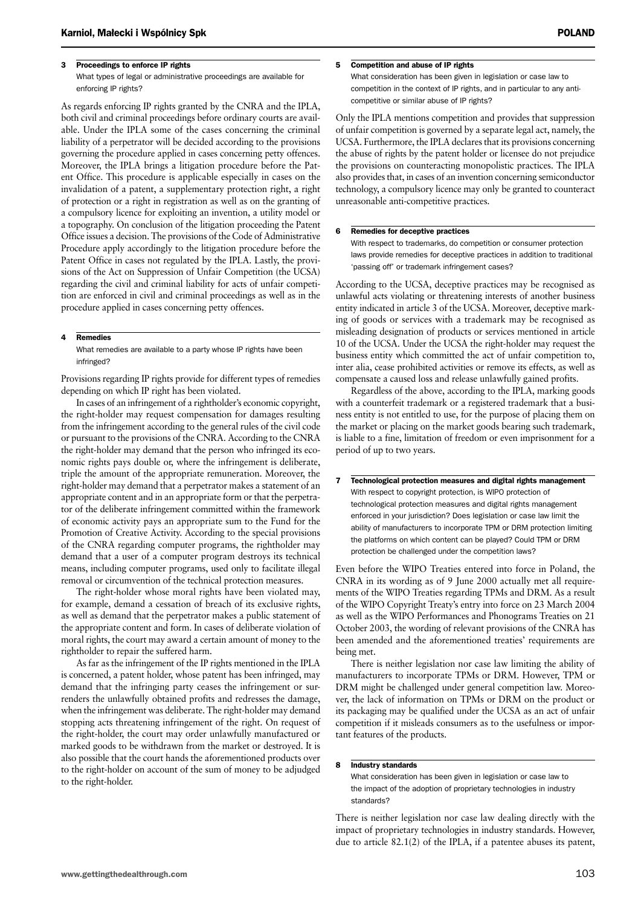### 3 Proceedings to enforce IP rights

What types of legal or administrative proceedings are available for enforcing IP rights?

As regards enforcing IP rights granted by the CNRA and the IPLA, both civil and criminal proceedings before ordinary courts are available. Under the IPLA some of the cases concerning the criminal liability of a perpetrator will be decided according to the provisions governing the procedure applied in cases concerning petty offences. Moreover, the IPLA brings a litigation procedure before the Patent Office. This procedure is applicable especially in cases on the invalidation of a patent, a supplementary protection right, a right of protection or a right in registration as well as on the granting of a compulsory licence for exploiting an invention, a utility model or a topography. On conclusion of the litigation proceeding the Patent Office issues a decision. The provisions of the Code of Administrative Procedure apply accordingly to the litigation procedure before the Patent Office in cases not regulated by the IPLA. Lastly, the provisions of the Act on Suppression of Unfair Competition (the UCSA) regarding the civil and criminal liability for acts of unfair competition are enforced in civil and criminal proceedings as well as in the procedure applied in cases concerning petty offences.

### 4 Remedies

What remedies are available to a party whose IP rights have been infringed?

Provisions regarding IP rights provide for different types of remedies depending on which IP right has been violated.

In cases of an infringement of a rightholder's economic copyright, the right-holder may request compensation for damages resulting from the infringement according to the general rules of the civil code or pursuant to the provisions of the CNRA. According to the CNRA the right-holder may demand that the person who infringed its economic rights pays double or, where the infringement is deliberate, triple the amount of the appropriate remuneration. Moreover, the right-holder may demand that a perpetrator makes a statement of an appropriate content and in an appropriate form or that the perpetrator of the deliberate infringement committed within the framework of economic activity pays an appropriate sum to the Fund for the Promotion of Creative Activity. According to the special provisions of the CNRA regarding computer programs, the rightholder may demand that a user of a computer program destroys its technical means, including computer programs, used only to facilitate illegal removal or circumvention of the technical protection measures.

The right-holder whose moral rights have been violated may, for example, demand a cessation of breach of its exclusive rights, as well as demand that the perpetrator makes a public statement of the appropriate content and form. In cases of deliberate violation of moral rights, the court may award a certain amount of money to the rightholder to repair the suffered harm.

As far as the infringement of the IP rights mentioned in the IPLA is concerned, a patent holder, whose patent has been infringed, may demand that the infringing party ceases the infringement or surrenders the unlawfully obtained profits and redresses the damage, when the infringement was deliberate. The right-holder may demand stopping acts threatening infringement of the right. On request of the right-holder, the court may order unlawfully manufactured or marked goods to be withdrawn from the market or destroyed. It is also possible that the court hands the aforementioned products over to the right-holder on account of the sum of money to be adjudged to the right-holder.

### 5 Competition and abuse of IP rights

What consideration has been given in legislation or case law to competition in the context of IP rights, and in particular to any anti-competitive or similar abuse of IP rights?

Only the IPLA mentions competition and provides that suppression of unfair competition is governed by a separate legal act, namely, the UCSA. Furthermore, the IPLA declares that its provisions concerning the abuse of rights by the patent holder or licensee do not prejudice the provisions on counteracting monopolistic practices. The IPLA also provides that, in cases of an invention concerning semiconductor technology, a compulsory licence may only be granted to counteract unreasonable anti-competitive practices.

### 6 Remedies for deceptive practices

With respect to trademarks, do competition or consumer protection laws provide remedies for deceptive practices in addition to traditional 'passing off' or trademark infringement cases?

According to the UCSA, deceptive practices may be recognised as unlawful acts violating or threatening interests of another business entity indicated in article 3 of the UCSA. Moreover, deceptive marking of goods or services with a trademark may be recognised as misleading designation of products or services mentioned in article 10 of the UCSA. Under the UCSA the right-holder may request the business entity which committed the act of unfair competition to, inter alia, cease prohibited activities or remove its effects, as well as compensate a caused loss and release unlawfully gained profits.

Regardless of the above, according to the IPLA, marking goods with a counterfeit trademark or a registered trademark that a business entity is not entitled to use, for the purpose of placing them on the market or placing on the market goods bearing such trademark, is liable to a fine, limitation of freedom or even imprisonment for a period of up to two years.

### 7 Technological protection measures and digital rights management

With respect to copyright protection, is WIPO protection of technological protection measures and digital rights management enforced in your jurisdiction? Does legislation or case law limit the ability of manufacturers to incorporate TPM or DRM protection limiting the platforms on which content can be played? Could TPM or DRM protection be challenged under the competition laws?

Even before the WIPO Treaties entered into force in Poland, the CNRA in its wording as of 9 June 2000 actually met all requirements of the WIPO Treaties regarding TPMs and DRM. As a result of the WIPO Copyright Treaty's entry into force on 23 March 2004 as well as the WIPO Performances and Phonograms Treaties on 21 October 2003, the wording of relevant provisions of the CNRA has been amended and the aforementioned treaties' requirements are being met.

There is neither legislation nor case law limiting the ability of manufacturers to incorporate TPMs or DRM. However, TPM or DRM might be challenged under general competition law. Moreover, the lack of information on TPMs or DRM on the product or its packaging may be qualified under the UCSA as an act of unfair competition if it misleads consumers as to the usefulness or important features of the products.

### 8 Industry standards

What consideration has been given in legislation or case law to the impact of the adoption of proprietary technologies in industry standards?

There is neither legislation nor case law dealing directly with the impact of proprietary technologies in industry standards. However, due to article 82.1(2) of the IPLA, if a patentee abuses its patent,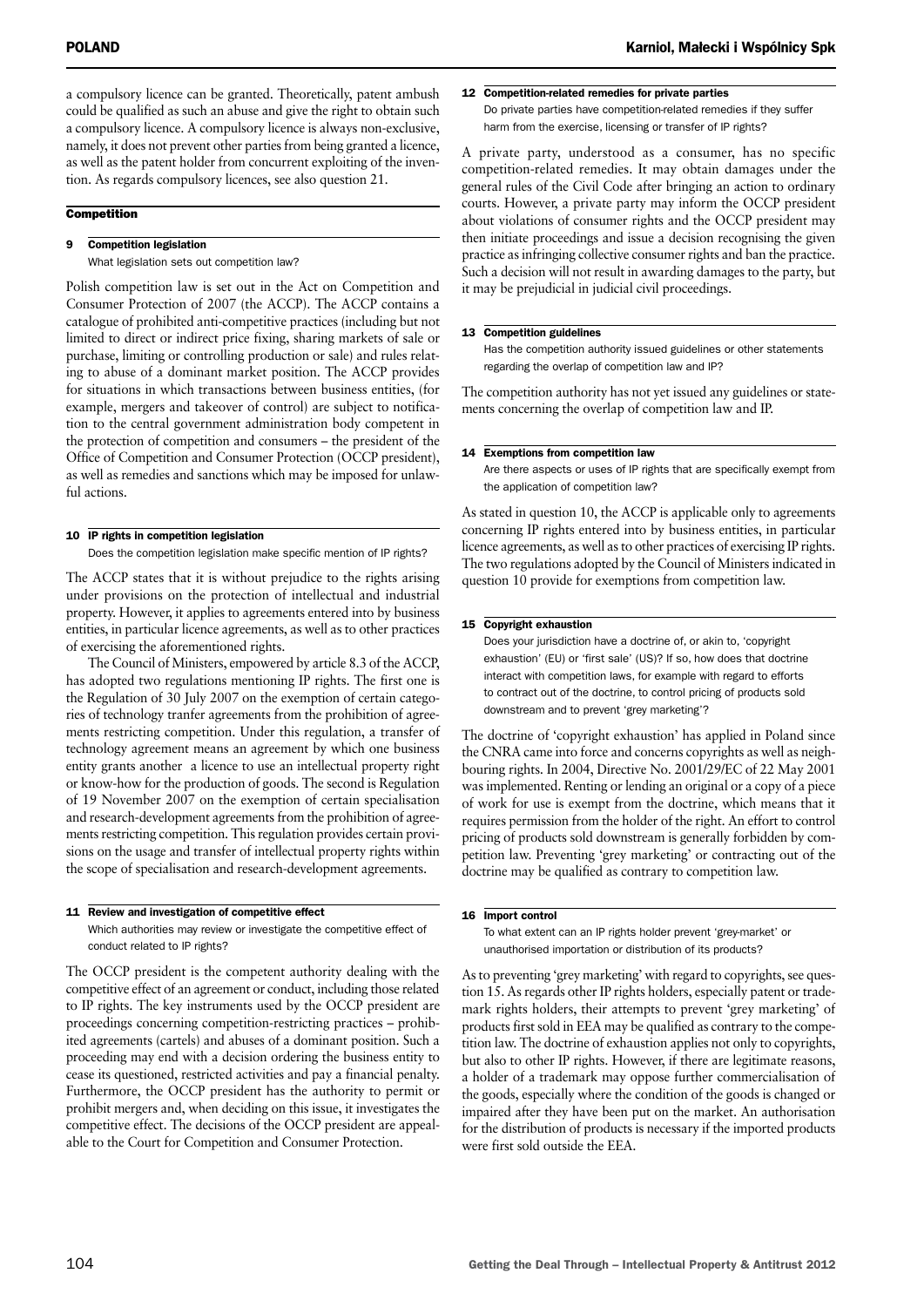a compulsory licence can be granted. Theoretically, patent ambush could be qualified as such an abuse and give the right to obtain such a compulsory licence. A compulsory licence is always non-exclusive, namely, it does not prevent other parties from being granted a licence, as well as the patent holder from concurrent exploiting of the invention. As regards compulsory licences, see also question 21.

## Competition

### 9 Competition legislation

What legislation sets out competition law?

Polish competition law is set out in the Act on Competition and Consumer Protection of 2007 (the ACCP). The ACCP contains a catalogue of prohibited anti-competitive practices (including but not limited to direct or indirect price fixing, sharing markets of sale or purchase, limiting or controlling production or sale) and rules relating to abuse of a dominant market position. The ACCP provides for situations in which transactions between business entities, (for example, mergers and takeover of control) are subject to notification to the central government administration body competent in the protection of competition and consumers – the president of the Office of Competition and Consumer Protection (OCCP president), as well as remedies and sanctions which may be imposed for unlawful actions.

### 10 IP rights in competition legislation

Does the competition legislation make specific mention of IP rights?

The ACCP states that it is without prejudice to the rights arising under provisions on the protection of intellectual and industrial property. However, it applies to agreements entered into by business entities, in particular licence agreements, as well as to other practices of exercising the aforementioned rights.

The Council of Ministers, empowered by article 8.3 of the ACCP, has adopted two regulations mentioning IP rights. The first one is the Regulation of 30 July 2007 on the exemption of certain categories of technology tranfer agreements from the prohibition of agreements restricting competition. Under this regulation, a transfer of technology agreement means an agreement by which one business entity grants another a licence to use an intellectual property right or know-how for the production of goods. The second is Regulation of 19 November 2007 on the exemption of certain specialisation and research-development agreements from the prohibition of agreements restricting competition. This regulation provides certain provisions on the usage and transfer of intellectual property rights within the scope of specialisation and research-development agreements.

### 11 Review and investigation of competitive effect

Which authorities may review or investigate the competitive effect of conduct related to IP rights?

The OCCP president is the competent authority dealing with the competitive effect of an agreement or conduct, including those related to IP rights. The key instruments used by the OCCP president are proceedings concerning competition-restricting practices – prohibited agreements (cartels) and abuses of a dominant position. Such a proceeding may end with a decision ordering the business entity to cease its questioned, restricted activities and pay a financial penalty. Furthermore, the OCCP president has the authority to permit or prohibit mergers and, when deciding on this issue, it investigates the competitive effect. The decisions of the OCCP president are appealable to the Court for Competition and Consumer Protection.

### 12 Competition-related remedies for private parties

Do private parties have competition-related remedies if they suffer harm from the exercise, licensing or transfer of IP rights?

A private party, understood as a consumer, has no specific competition-related remedies. It may obtain damages under the general rules of the Civil Code after bringing an action to ordinary courts. However, a private party may inform the OCCP president about violations of consumer rights and the OCCP president may then initiate proceedings and issue a decision recognising the given practice as infringing collective consumer rights and ban the practice. Such a decision will not result in awarding damages to the party, but it may be prejudicial in judicial civil proceedings.

### 13 Competition guidelines

Has the competition authority issued guidelines or other statements regarding the overlap of competition law and IP?

The competition authority has not yet issued any guidelines or statements concerning the overlap of competition law and IP.

### 14 Exemptions from competition law

Are there aspects or uses of IP rights that are specifically exempt from the application of competition law?

As stated in question 10, the ACCP is applicable only to agreements concerning IP rights entered into by business entities, in particular licence agreements, as well as to other practices of exercising IP rights. The two regulations adopted by the Council of Ministers indicated in question 10 provide for exemptions from competition law.

### 15 Copyright exhaustion

Does your jurisdiction have a doctrine of, or akin to, 'copyright exhaustion' (EU) or 'first sale' (US)? If so, how does that doctrine interact with competition laws, for example with regard to efforts to contract out of the doctrine, to control pricing of products sold downstream and to prevent 'grey marketing'?

The doctrine of 'copyright exhaustion' has applied in Poland since the CNRA came into force and concerns copyrights as well as neighbouring rights. In 2004, Directive No. 2001/29/EC of 22 May 2001 was implemented. Renting or lending an original or a copy of a piece of work for use is exempt from the doctrine, which means that it requires permission from the holder of the right. An effort to control pricing of products sold downstream is generally forbidden by competition law. Preventing 'grey marketing' or contracting out of the doctrine may be qualified as contrary to competition law.

### 16 Import control

To what extent can an IP rights holder prevent 'grey-market' or unauthorised importation or distribution of its products?

As to preventing 'grey marketing' with regard to copyrights, see question 15. As regards other IP rights holders, especially patent or trademark rights holders, their attempts to prevent 'grey marketing' of products first sold in EEA may be qualified as contrary to the competition law. The doctrine of exhaustion applies not only to copyrights, but also to other IP rights. However, if there are legitimate reasons, a holder of a trademark may oppose further commercialisation of the goods, especially where the condition of the goods is changed or impaired after they have been put on the market. An authorisation for the distribution of products is necessary if the imported products were first sold outside the EEA.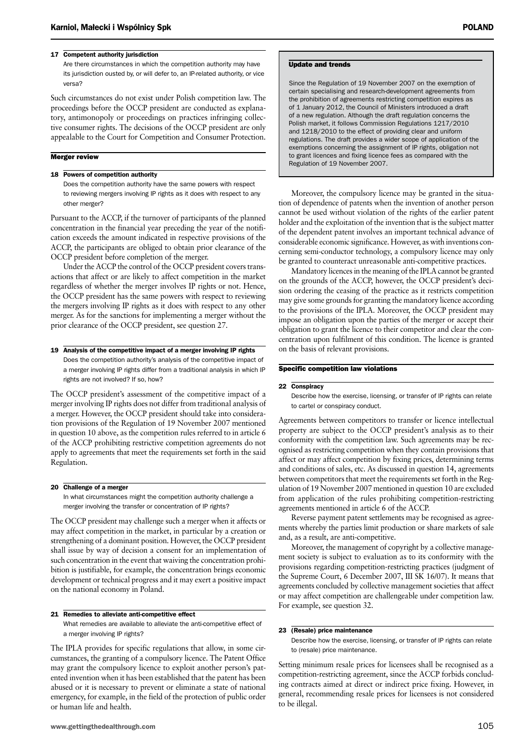#### 17 Competent authority jurisdiction

Are there circumstances in which the competition authority may have its jurisdiction ousted by, or will defer to, an IP-related authority, or vice versa?

Such circumstances do not exist under Polish competition law. The proceedings before the OCCP president are conducted as explanatory, antimonopoly or proceedings on practices infringing collective consumer rights. The decisions of the OCCP president are only appealable to the Court for Competition and Consumer Protection.

### Merger review

#### 18 Powers of competition authority

Does the competition authority have the same powers with respect to reviewing mergers involving IP rights as it does with respect to any other merger?

Pursuant to the ACCP, if the turnover of participants of the planned concentration in the financial year preceding the year of the notification exceeds the amount indicated in respective provisions of the ACCP, the participants are obliged to obtain prior clearance of the OCCP president before completion of the merger.

Under the ACCP the control of the OCCP president covers transactions that affect or are likely to affect competition in the market regardless of whether the merger involves IP rights or not. Hence, the OCCP president has the same powers with respect to reviewing the mergers involving IP rights as it does with respect to any other merger. As for the sanctions for implementing a merger without the prior clearance of the OCCP president, see question 27.

#### 19 Analysis of the competitive impact of a merger involving IP rights

Does the competition authority's analysis of the competitive impact of a merger involving IP rights differ from a traditional analysis in which IP rights are not involved? If so, how?

The OCCP president's assessment of the competitive impact of a merger involving IP rights does not differ from traditional analysis of a merger. However, the OCCP president should take into consideration provisions of the Regulation of 19 November 2007 mentioned in question 10 above, as the competition rules referred to in article 6 of the ACCP prohibiting restrictive competition agreements do not apply to agreements that meet the requirements set forth in the said Regulation.

#### 20 Challenge of a merger

In what circumstances might the competition authority challenge a merger involving the transfer or concentration of IP rights?

The OCCP president may challenge such a merger when it affects or may affect competition in the market, in particular by a creation or strengthening of a dominant position. However, the OCCP president shall issue by way of decision a consent for an implementation of such concentration in the event that waiving the concentration prohibition is justifiable, for example, the concentration brings economic development or technical progress and it may exert a positive impact on the national economy in Poland.

#### 21 Remedies to alleviate anti-competitive effect

What remedies are available to alleviate the anti-competitive effect of a merger involving IP rights?

The IPLA provides for specific regulations that allow, in some circumstances, the granting of a compulsory licence. The Patent Office may grant the compulsory licence to exploit another person's patented invention when it has been established that the patent has been abused or it is necessary to prevent or eliminate a state of national emergency, for example, in the field of the protection of public order or human life and health.

Moreover, the compulsory licence may be granted in the situation of dependence of patents when the invention of another person cannot be used without violation of the rights of the earlier patent holder and the exploitation of the invention that is the subject matter of the dependent patent involves an important technical advance of considerable economic significance. However, as with inventions concerning semi-conductor technology, a compulsory licence may only be granted to counteract unreasonable anti-competitive practices.

Mandatory licences in the meaning of the IPLA cannot be granted on the grounds of the ACCP, however, the OCCP president's decision ordering the ceasing of the practice as it restricts competition may give some grounds for granting the mandatory licence according to the provisions of the IPLA. Moreover, the OCCP president may impose an obligation upon the parties of the merger or accept their obligation to grant the licence to their competitor and clear the concentration upon fulfilment of this condition. The licence is granted on the basis of relevant provisions.

### Update and trends

Since the Regulation of 19 November 2007 on the exemption of certain specialising and research-development agreements from the prohibition of agreements restricting competition expires as of 1 January 2012, the Council of Ministers introduced a draft of a new regulation. Although the draft regulation concerns the Polish market, it follows Commission Regulations 1217/2010 and 1218/2010 to the effect of providing clear and uniform regulations. The draft provides a wider scope of application of the exemptions concerning the assignment of IP rights, obligation not to grant licences and fixing licence fees as compared with the Regulation of 19 November 2007.

### Specific competition law violations

#### 22 Conspiracy

Describe how the exercise, licensing, or transfer of IP rights can relate to cartel or conspiracy conduct.

Agreements between competitors to transfer or licence intellectual property are subject to the OCCP president's analysis as to their conformity with the competition law. Such agreements may be recognised as restricting competition when they contain provisions that affect or may affect competition by fixing prices, determining terms and conditions of sales, etc. As discussed in question 14, agreements between competitors that meet the requirements set forth in the Regulation of 19 November 2007 mentioned in question 10 are excluded from application of the rules prohibiting competition-restricting agreements mentioned in article 6 of the ACCP.

Reverse payment patent settlements may be recognised as agreements whereby the parties limit production or share markets of sale and, as a result, are anti-competitive.

Moreover, the management of copyright by a collective management society is subject to evaluation as to its conformity with the provisions regarding competition-restricting practices (judgment of the Supreme Court, 6 December 2007, III SK 16/07). It means that agreements concluded by collective management societies that affect or may affect competition are challengeable under competition law. For example, see question 32.

#### 23 (Resale) price maintenance

Describe how the exercise, licensing, or transfer of IP rights can relate to (resale) price maintenance.

Setting minimum resale prices for licensees shall be recognised as a competition-restricting agreement, since the ACCP forbids concluding contracts aimed at direct or indirect price fixing. However, in general, recommending resale prices for licensees is not considered to be illegal.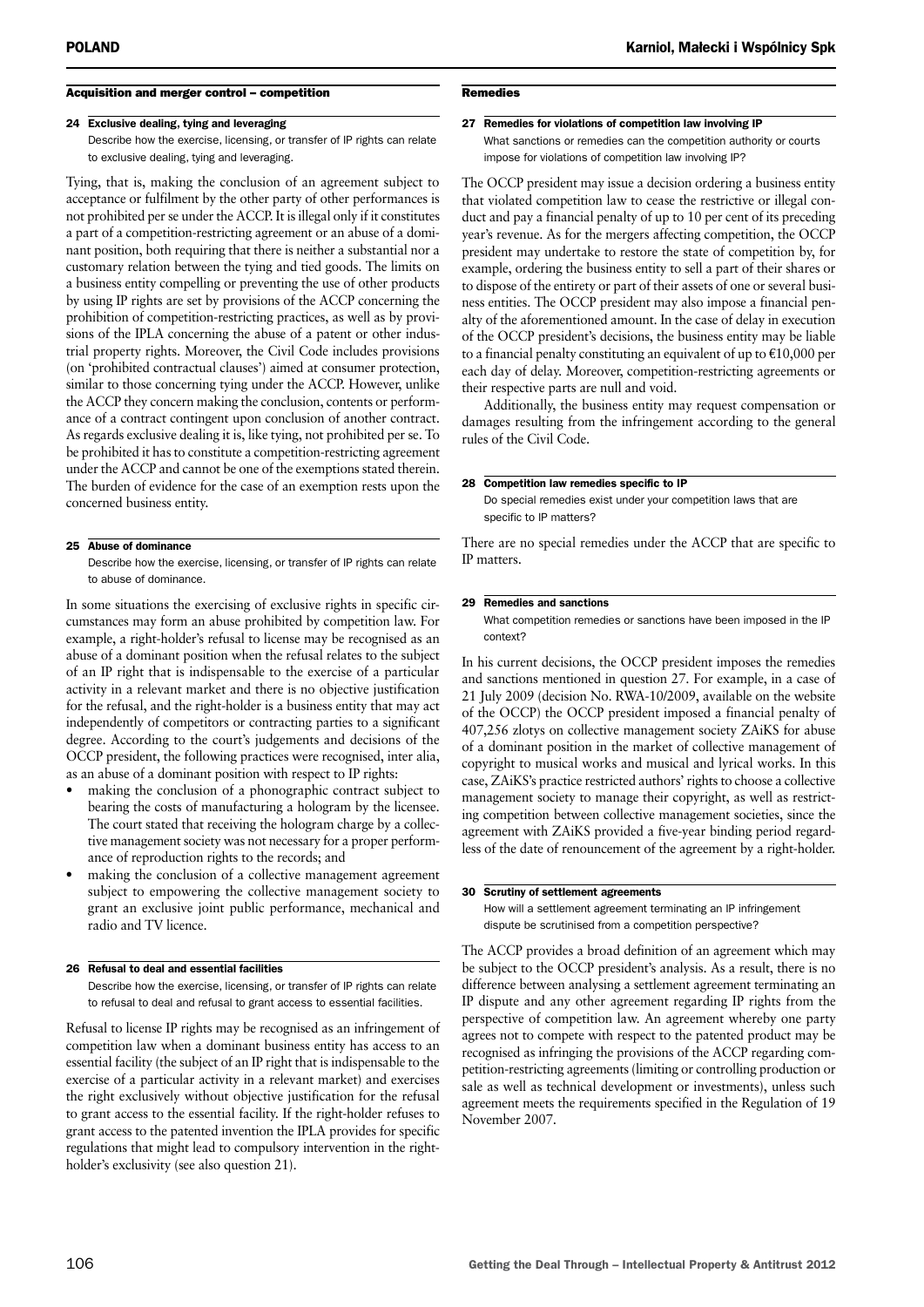## Acquisition and merger control – competition

### 24 Exclusive dealing, tying and leveraging

Describe how the exercise, licensing, or transfer of IP rights can relate to exclusive dealing, tying and leveraging.

Tying, that is, making the conclusion of an agreement subject to acceptance or fulfilment by the other party of other performances is not prohibited per se under the ACCP. It is illegal only if it constitutes a part of a competition-restricting agreement or an abuse of a dominant position, both requiring that there is neither a substantial nor a customary relation between the tying and tied goods. The limits on a business entity compelling or preventing the use of other products by using IP rights are set by provisions of the ACCP concerning the prohibition of competition-restricting practices, as well as by provisions of the IPLA concerning the abuse of a patent or other industrial property rights. Moreover, the Civil Code includes provisions (on 'prohibited contractual clauses') aimed at consumer protection, similar to those concerning tying under the ACCP. However, unlike the ACCP they concern making the conclusion, contents or performance of a contract contingent upon conclusion of another contract. As regards exclusive dealing it is, like tying, not prohibited per se. To be prohibited it has to constitute a competition-restricting agreement under the ACCP and cannot be one of the exemptions stated therein. The burden of evidence for the case of an exemption rests upon the concerned business entity.

### 25 Abuse of dominance

Describe how the exercise, licensing, or transfer of IP rights can relate to abuse of dominance.

In some situations the exercising of exclusive rights in specific circumstances may form an abuse prohibited by competition law. For example, a right-holder's refusal to license may be recognised as an abuse of a dominant position when the refusal relates to the subject of an IP right that is indispensable to the exercise of a particular activity in a relevant market and there is no objective justification for the refusal, and the right-holder is a business entity that may act independently of competitors or contracting parties to a significant degree. According to the court's judgements and decisions of the OCCP president, the following practices were recognised, inter alia, as an abuse of a dominant position with respect to IP rights:

- making the conclusion of a phonographic contract subject to bearing the costs of manufacturing a hologram by the licensee. The court stated that receiving the hologram charge by a collective management society was not necessary for a proper performance of reproduction rights to the records; and
- making the conclusion of a collective management agreement subject to empowering the collective management society to grant an exclusive joint public performance, mechanical and radio and TV licence.

### 26 Refusal to deal and essential facilities

Describe how the exercise, licensing, or transfer of IP rights can relate to refusal to deal and refusal to grant access to essential facilities.

Refusal to license IP rights may be recognised as an infringement of competition law when a dominant business entity has access to an essential facility (the subject of an IP right that is indispensable to the exercise of a particular activity in a relevant market) and exercises the right exclusively without objective justification for the refusal to grant access to the essential facility. If the right-holder refuses to grant access to the patented invention the IPLA provides for specific regulations that might lead to compulsory intervention in the right-holder's exclusivity (see also question 21).

## Remedies

### 27 Remedies for violations of competition law involving IP

What sanctions or remedies can the competition authority or courts impose for violations of competition law involving IP?

The OCCP president may issue a decision ordering a business entity that violated competition law to cease the restrictive or illegal conduct and pay a financial penalty of up to 10 per cent of its preceding year's revenue. As for the mergers affecting competition, the OCCP president may undertake to restore the state of competition by, for example, ordering the business entity to sell a part of their shares or to dispose of the entirety or part of their assets of one or several business entities. The OCCP president may also impose a financial penalty of the aforementioned amount. In the case of delay in execution of the OCCP president's decisions, the business entity may be liable to a financial penalty constituting an equivalent of up to €10,000 per each day of delay. Moreover, competition-restricting agreements or their respective parts are null and void.

Additionally, the business entity may request compensation or damages resulting from the infringement according to the general rules of the Civil Code.

### 28 Competition law remedies specific to IP

Do special remedies exist under your competition laws that are specific to IP matters?

There are no special remedies under the ACCP that are specific to IP matters.

### 29 Remedies and sanctions

What competition remedies or sanctions have been imposed in the IP context?

In his current decisions, the OCCP president imposes the remedies and sanctions mentioned in question 27. For example, in a case of 21 July 2009 (decision No. RWA-10/2009, available on the website of the OCCP) the OCCP president imposed a financial penalty of 407,256 zlotys on collective management society ZAiKS for abuse of a dominant position in the market of collective management of copyright to musical works and musical and lyrical works. In this case, ZAiKS's practice restricted authors' rights to choose a collective management society to manage their copyright, as well as restricting competition between collective management societies, since the agreement with ZAiKS provided a five-year binding period regardless of the date of renouncement of the agreement by a right-holder.

### 30 Scrutiny of settlement agreements

How will a settlement agreement terminating an IP infringement dispute be scrutinised from a competition perspective?

The ACCP provides a broad definition of an agreement which may be subject to the OCCP president's analysis. As a result, there is no difference between analysing a settlement agreement terminating an IP dispute and any other agreement regarding IP rights from the perspective of competition law. An agreement whereby one party agrees not to compete with respect to the patented product may be recognised as infringing the provisions of the ACCP regarding competition-restricting agreements (limiting or controlling production or sale as well as technical development or investments), unless such agreement meets the requirements specified in the Regulation of 19 November 2007.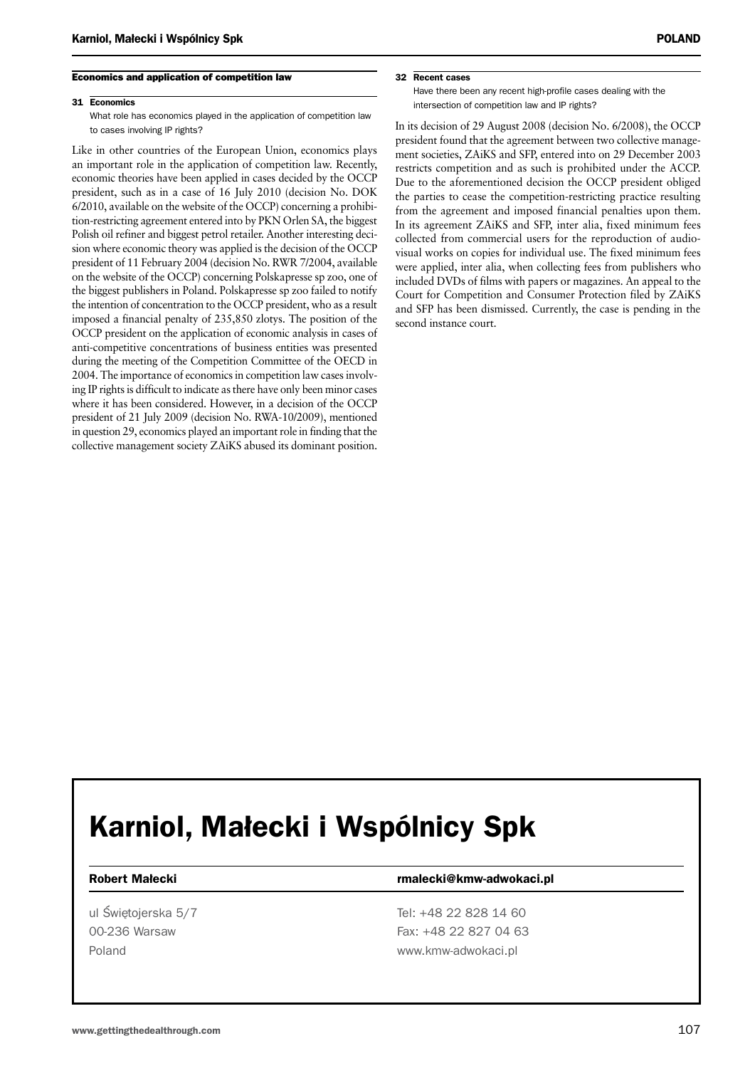## Economics and application of competition law

### 31 Economics

What role has economics played in the application of competition law to cases involving IP rights?

Like in other countries of the European Union, economics plays an important role in the application of competition law. Recently, economic theories have been applied in cases decided by the OCCP president, such as in a case of 16 July 2010 (decision No. DOK 6/2010, available on the website of the OCCP) concerning a prohibition-restricting agreement entered into by PKN Orlen SA, the biggest Polish oil refiner and biggest petrol retailer. Another interesting decision where economic theory was applied is the decision of the OCCP president of 11 February 2004 (decision No. RWR 7/2004, available on the website of the OCCP) concerning Polskapresse sp zoo, one of the biggest publishers in Poland. Polskapresse sp zoo failed to notify the intention of concentration to the OCCP president, who as a result imposed a financial penalty of 235,850 zlotys. The position of the OCCP president on the application of economic analysis in cases of anti-competitive concentrations of business entities was presented during the meeting of the Competition Committee of the OECD in 2004. The importance of economics in competition law cases involving IP rights is difficult to indicate as there have only been minor cases where it has been considered. However, in a decision of the OCCP president of 21 July 2009 (decision No. RWA-10/2009), mentioned in question 29, economics played an important role in finding that the collective management society ZAiKS abused its dominant position.

### 32 Recent cases

Have there been any recent high-profile cases dealing with the intersection of competition law and IP rights?

In its decision of 29 August 2008 (decision No. 6/2008), the OCCP president found that the agreement between two collective management societies, ZAiKS and SFP, entered into on 29 December 2003 restricts competition and as such is prohibited under the ACCP. Due to the aforementioned decision the OCCP president obliged the parties to cease the competition-restricting practice resulting from the agreement and imposed financial penalties upon them. In its agreement ZAiKS and SFP, inter alia, fixed minimum fees collected from commercial users for the reproduction of audiovisual works on copies for individual use. The fixed minimum fees were applied, inter alia, when collecting fees from publishers who included DVDs of films with papers or magazines. An appeal to the Court for Competition and Consumer Protection filed by ZAiKS and SFP has been dismissed. Currently, the case is pending in the second instance court.

# Karniol, Małecki i Wspólnicy Spk

**Robert Małecki** — **rmalecki@kmw-adwokaci.pl**

ul Świętojerska 5/7
00-236 Warsaw
Poland

Tel: +48 22 828 14 60
Fax: +48 22 827 04 63
www.kmw-adwokaci.pl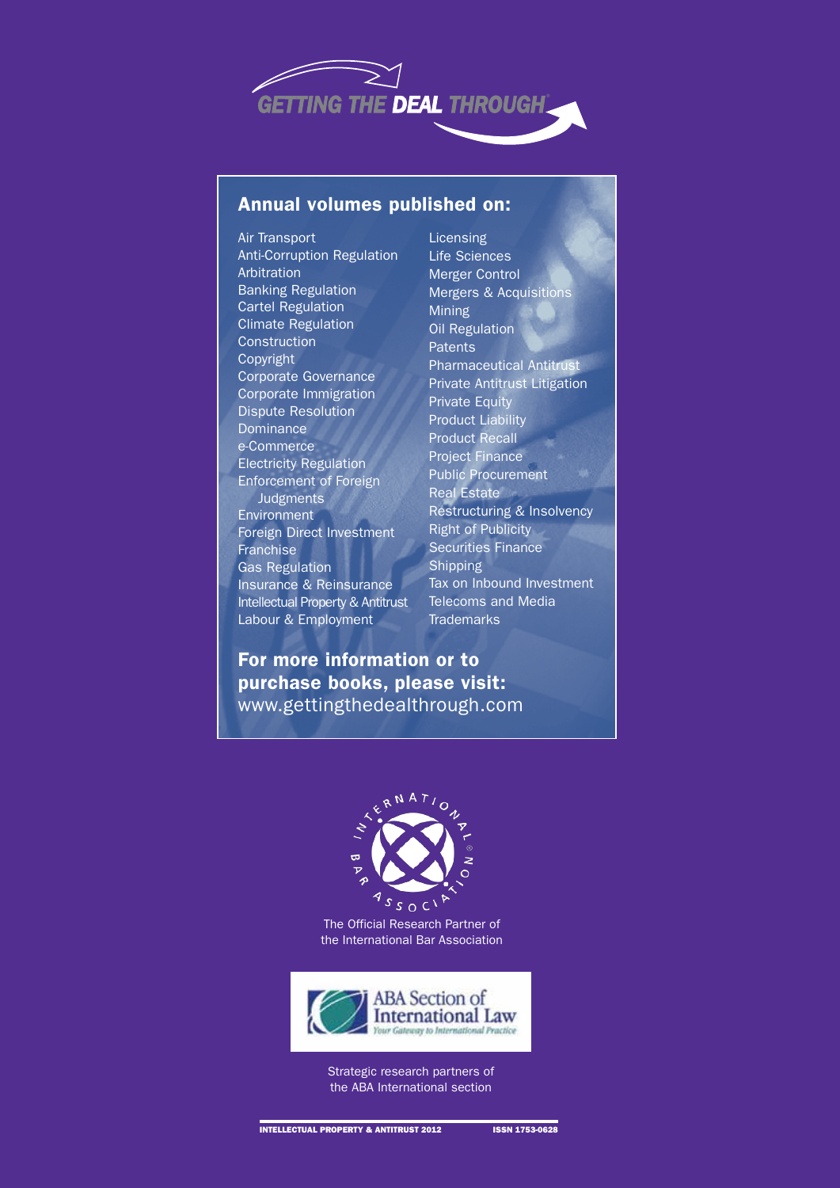GETTING THE DEAL THROUGH®

## Annual volumes published on:

- Air Transport
- Anti-Corruption Regulation
- Arbitration
- Banking Regulation
- Cartel Regulation
- Climate Regulation
- Construction
- Copyright
- Corporate Governance
- Corporate Immigration
- Dispute Resolution
- Dominance
- e-Commerce
- Electricity Regulation
- Enforcement of Foreign Judgments
- Environment
- Foreign Direct Investment
- Franchise
- Gas Regulation
- Insurance & Reinsurance
- Intellectual Property & Antitrust
- Labour & Employment
- Licensing
- Life Sciences
- Merger Control
- Mergers & Acquisitions
- Mining
- Oil Regulation
- Patents
- Pharmaceutical Antitrust
- Private Antitrust Litigation
- Private Equity
- Product Liability
- Product Recall
- Project Finance
- Public Procurement
- Real Estate
- Restructuring & Insolvency
- Right of Publicity
- Securities Finance
- Shipping
- Tax on Inbound Investment
- Telecoms and Media
- Trademarks

**For more information or to purchase books, please visit:**
www.gettingthedealthrough.com

INTERNATIONAL BAR ASSOCIATION®

The Official Research Partner of the International Bar Association

ABA Section of International Law
*Your Gateway to International Practice*

Strategic research partners of the ABA International section

INTELLECTUAL PROPERTY & ANTITRUST 2012 ISSN 1753-0628